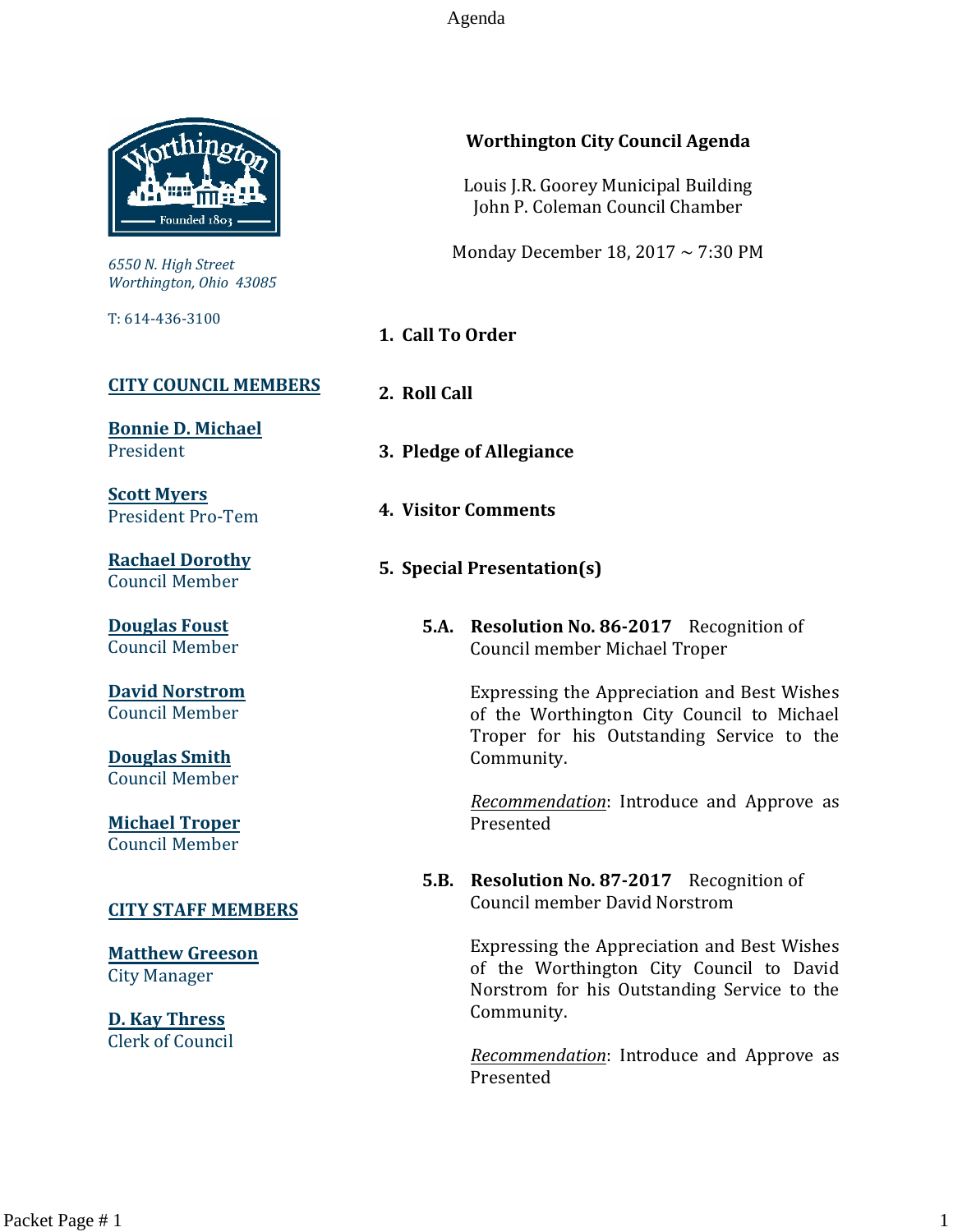# Worthington City Council Agenda

Louis J.R. Goorey Municipal Building
John P. Coleman Council Chamber

Monday December 18, 2017 ~ 7:30 PM

*6550 N. High Street*
*Worthington, Ohio 43085*

T: 614-436-3100

**CITY COUNCIL MEMBERS**

**Bonnie D. Michael**
President

**Scott Myers**
President Pro-Tem

**Rachael Dorothy**
Council Member

**Douglas Foust**
Council Member

**David Norstrom**
Council Member

**Douglas Smith**
Council Member

**Michael Troper**
Council Member

**CITY STAFF MEMBERS**

**Matthew Greeson**
City Manager

**D. Kay Thress**
Clerk of Council

1. **Call To Order**

2. **Roll Call**

3. **Pledge of Allegiance**

4. **Visitor Comments**

5. **Special Presentation(s)**

   **5.A. Resolution No. 86-2017** Recognition of Council member Michael Troper

   Expressing the Appreciation and Best Wishes of the Worthington City Council to Michael Troper for his Outstanding Service to the Community.

   *Recommendation*: Introduce and Approve as Presented

   **5.B. Resolution No. 87-2017** Recognition of Council member David Norstrom

   Expressing the Appreciation and Best Wishes of the Worthington City Council to David Norstrom for his Outstanding Service to the Community.

   *Recommendation*: Introduce and Approve as Presented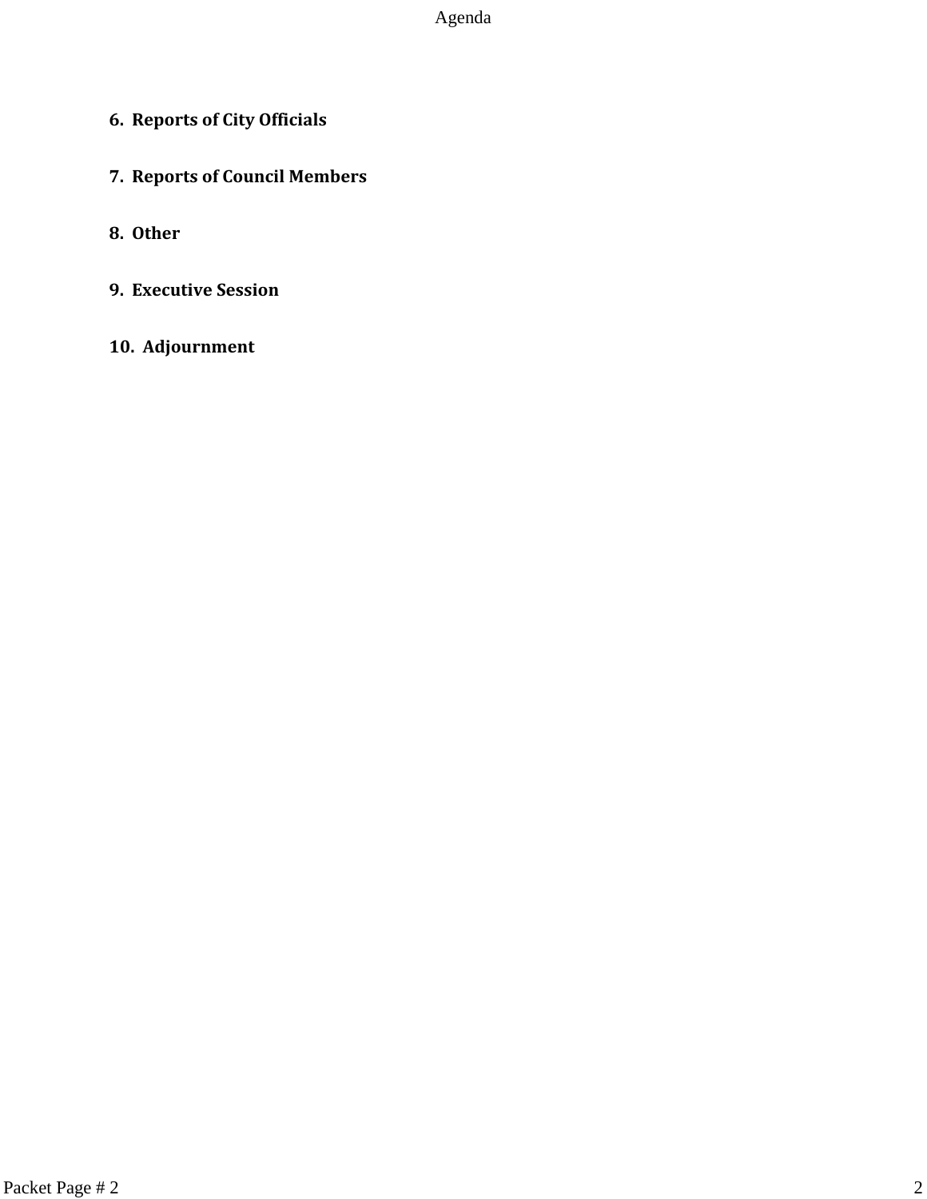**6. Reports of City Officials**

**7. Reports of Council Members**

**8. Other**

**9. Executive Session**

**10. Adjournment**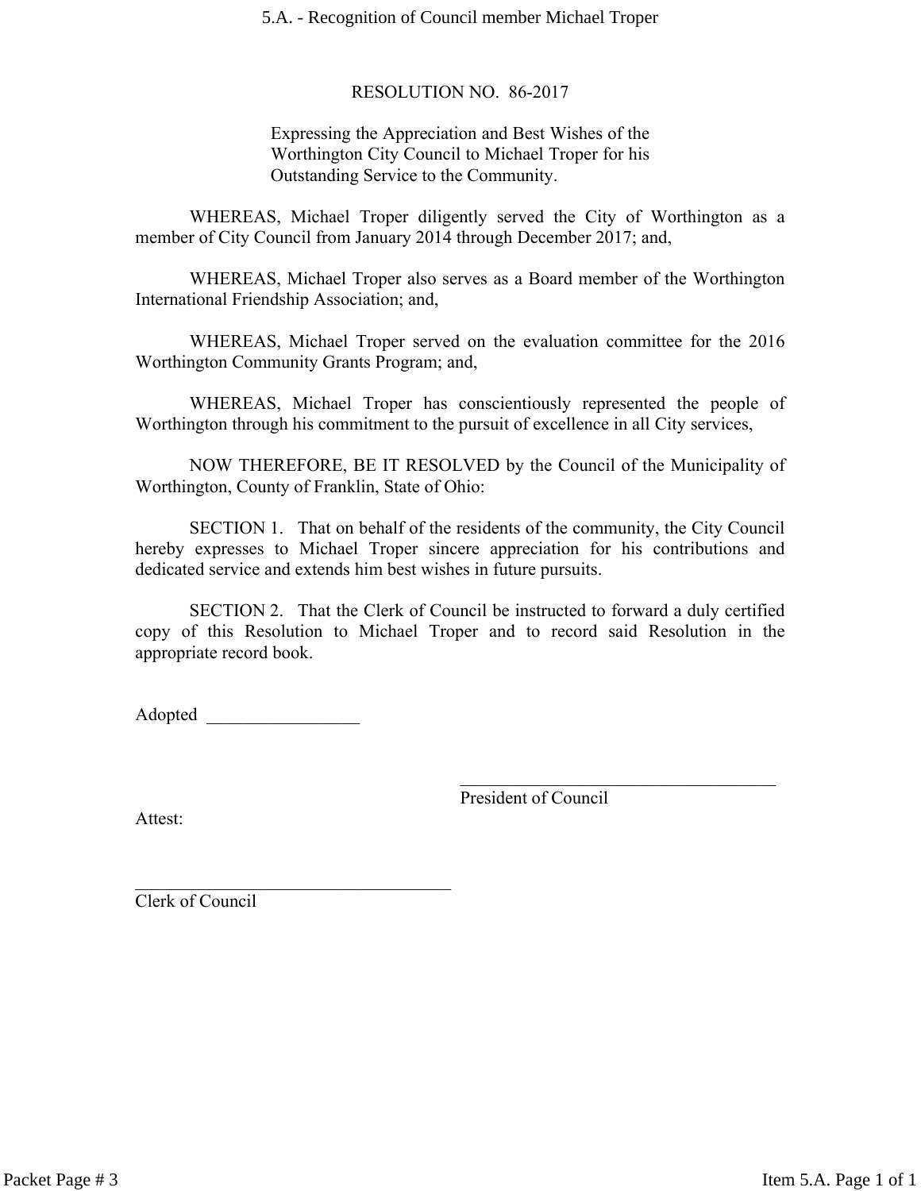# RESOLUTION NO. 86-2017

Expressing the Appreciation and Best Wishes of the Worthington City Council to Michael Troper for his Outstanding Service to the Community.

WHEREAS, Michael Troper diligently served the City of Worthington as a member of City Council from January 2014 through December 2017; and,

WHEREAS, Michael Troper also serves as a Board member of the Worthington International Friendship Association; and,

WHEREAS, Michael Troper served on the evaluation committee for the 2016 Worthington Community Grants Program; and,

WHEREAS, Michael Troper has conscientiously represented the people of Worthington through his commitment to the pursuit of excellence in all City services,

NOW THEREFORE, BE IT RESOLVED by the Council of the Municipality of Worthington, County of Franklin, State of Ohio:

SECTION 1. That on behalf of the residents of the community, the City Council hereby expresses to Michael Troper sincere appreciation for his contributions and dedicated service and extends him best wishes in future pursuits.

SECTION 2. That the Clerk of Council be instructed to forward a duly certified copy of this Resolution to Michael Troper and to record said Resolution in the appropriate record book.

Adopted _________________

_____________________________________
President of Council

Attest:

_____________________________________
Clerk of Council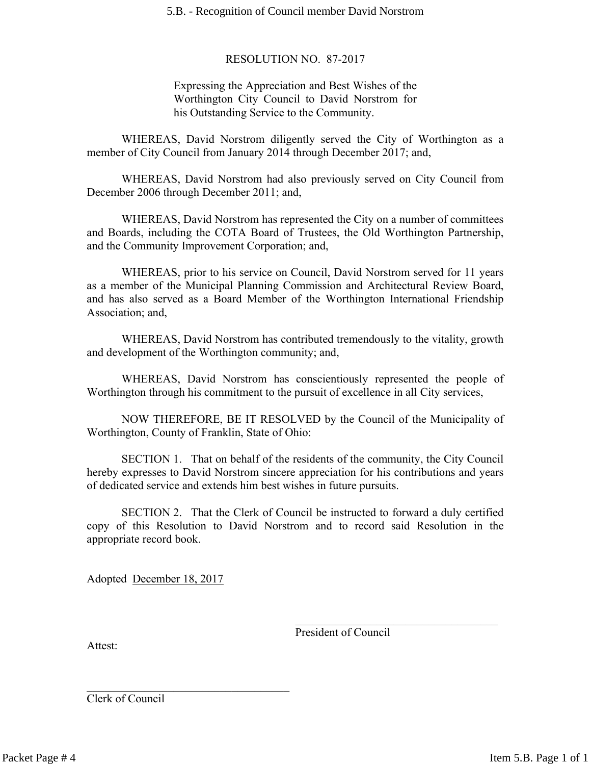# RESOLUTION NO. 87-2017

Expressing the Appreciation and Best Wishes of the Worthington City Council to David Norstrom for his Outstanding Service to the Community.

WHEREAS, David Norstrom diligently served the City of Worthington as a member of City Council from January 2014 through December 2017; and,

WHEREAS, David Norstrom had also previously served on City Council from December 2006 through December 2011; and,

WHEREAS, David Norstrom has represented the City on a number of committees and Boards, including the COTA Board of Trustees, the Old Worthington Partnership, and the Community Improvement Corporation; and,

WHEREAS, prior to his service on Council, David Norstrom served for 11 years as a member of the Municipal Planning Commission and Architectural Review Board, and has also served as a Board Member of the Worthington International Friendship Association; and,

WHEREAS, David Norstrom has contributed tremendously to the vitality, growth and development of the Worthington community; and,

WHEREAS, David Norstrom has conscientiously represented the people of Worthington through his commitment to the pursuit of excellence in all City services,

NOW THEREFORE, BE IT RESOLVED by the Council of the Municipality of Worthington, County of Franklin, State of Ohio:

SECTION 1. That on behalf of the residents of the community, the City Council hereby expresses to David Norstrom sincere appreciation for his contributions and years of dedicated service and extends him best wishes in future pursuits.

SECTION 2. That the Clerk of Council be instructed to forward a duly certified copy of this Resolution to David Norstrom and to record said Resolution in the appropriate record book.

Adopted December 18, 2017

\_\_\_\_\_\_\_\_\_\_\_\_\_\_\_\_\_\_\_\_\_\_\_\_\_\_\_\_\_\_\_\_\_\_\_\_
President of Council

Attest:

\_\_\_\_\_\_\_\_\_\_\_\_\_\_\_\_\_\_\_\_\_\_\_\_\_\_\_\_\_\_\_\_\_\_\_\_
Clerk of Council